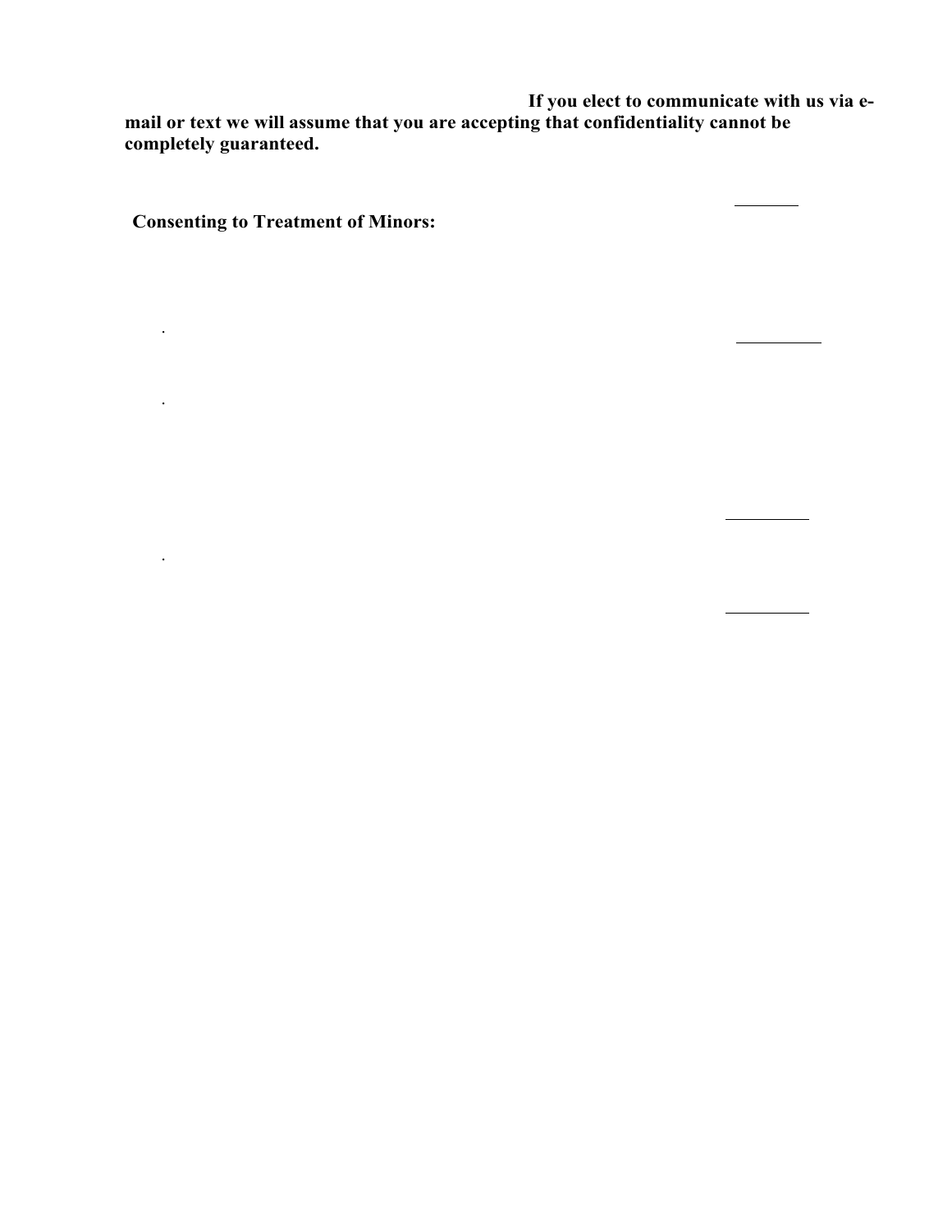**If you elect to communicate with us via e-mail or text we will assume that you are accepting that confidentiality cannot be completely guaranteed.**

\_\_\_\_\_\_

**Consenting to Treatment of Minors:**

.

\_\_\_\_\_\_\_\_

.

\_\_\_\_\_\_\_\_

.

\_\_\_\_\_\_\_\_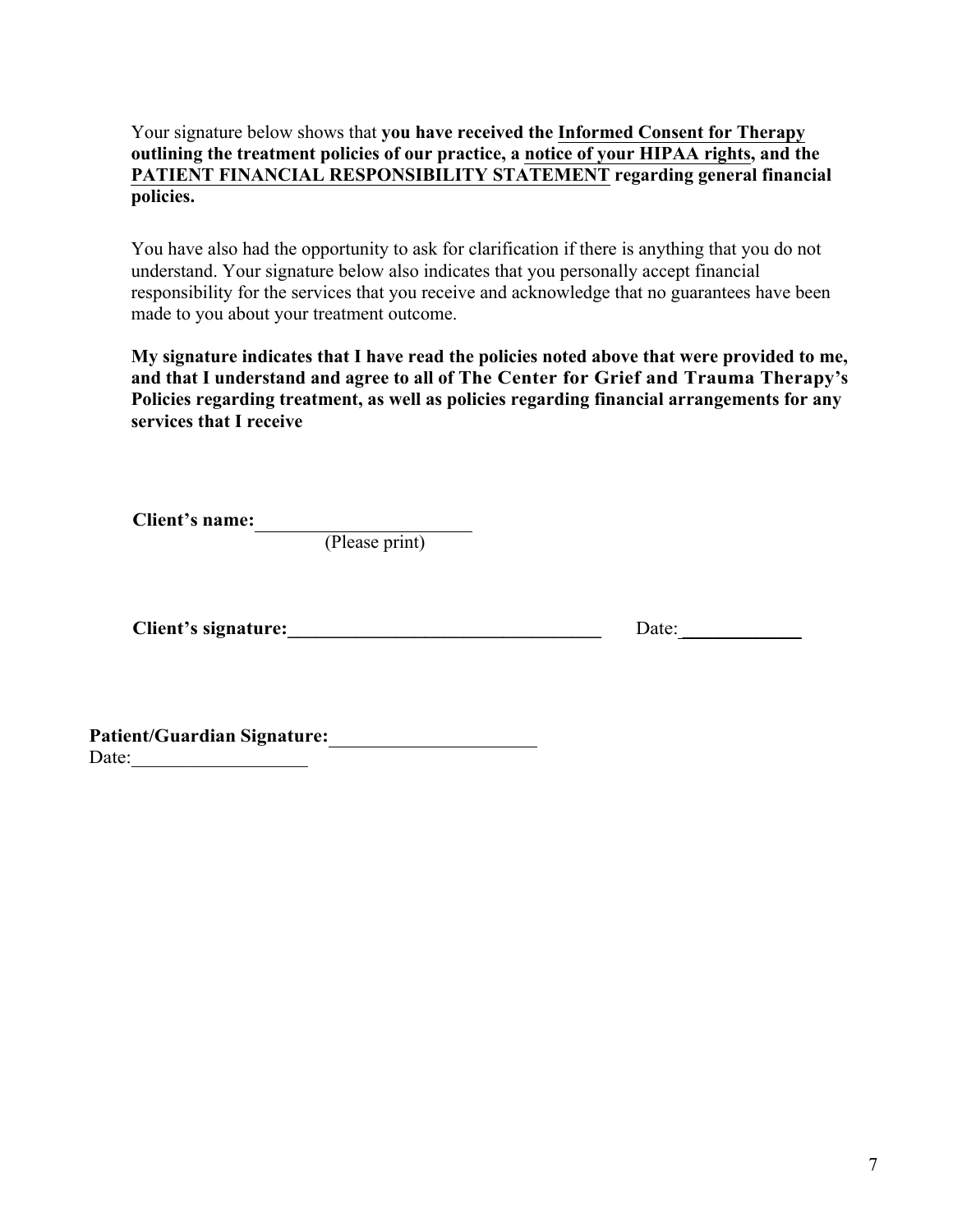Your signature below shows that **you have received the Informed Consent for Therapy outlining the treatment policies of our practice, a notice of your HIPAA rights, and the PATIENT FINANCIAL RESPONSIBILITY STATEMENT regarding general financial policies.**

You have also had the opportunity to ask for clarification if there is anything that you do not understand. Your signature below also indicates that you personally accept financial responsibility for the services that you receive and acknowledge that no guarantees have been made to you about your treatment outcome.

**My signature indicates that I have read the policies noted above that were provided to me, and that I understand and agree to all of The Center for Grief and Trauma Therapy's Policies regarding treatment, as well as policies regarding financial arrangements for any services that I receive**

**Client's name:**_______________________
(Please print)

**Client's signature:**_________________________________ Date:____________

**Patient/Guardian Signature:**_____________________
Date:__________________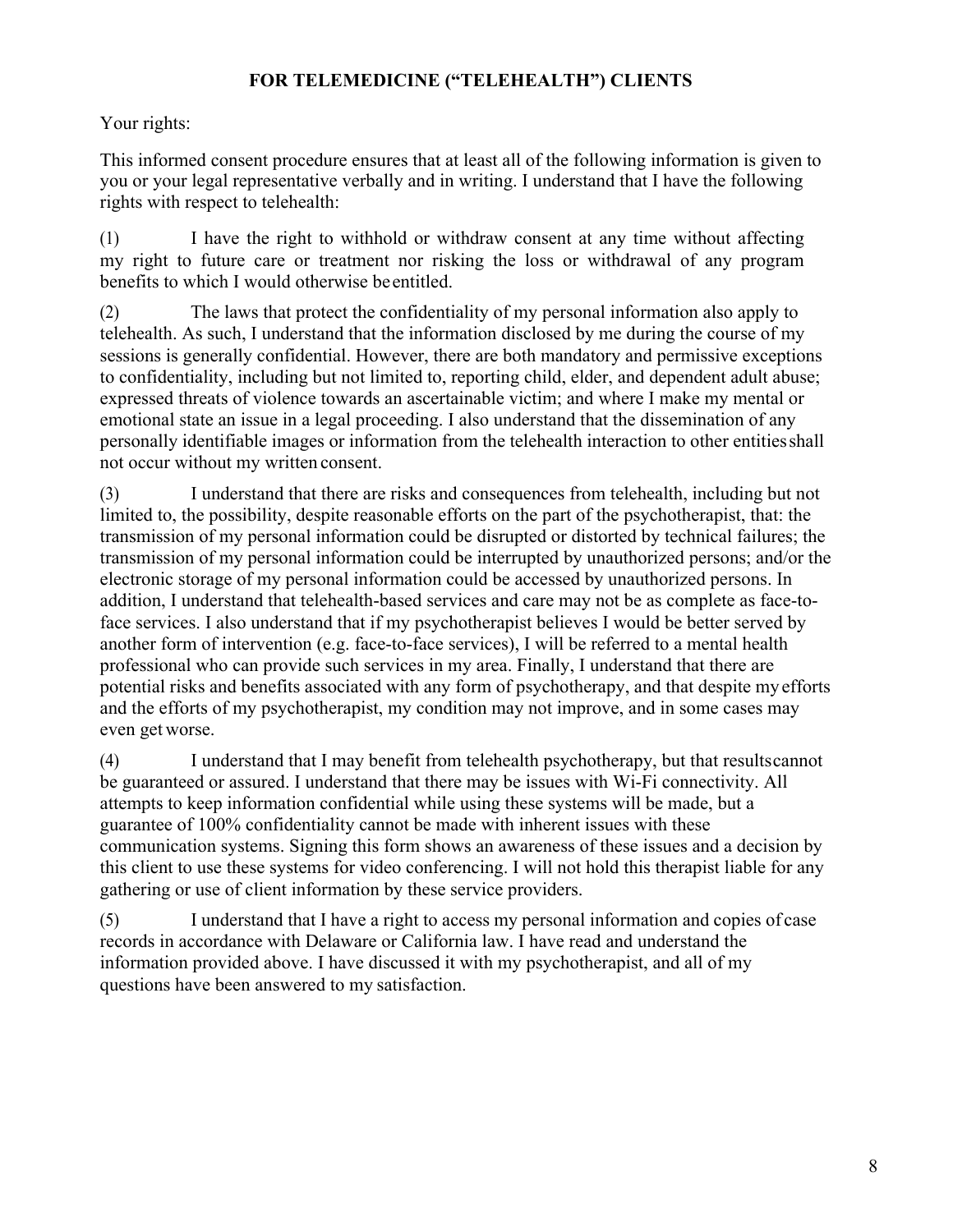## FOR TELEMEDICINE ("TELEHEALTH") CLIENTS

Your rights:

This informed consent procedure ensures that at least all of the following information is given to you or your legal representative verbally and in writing. I understand that I have the following rights with respect to telehealth:

(1) I have the right to withhold or withdraw consent at any time without affecting my right to future care or treatment nor risking the loss or withdrawal of any program benefits to which I would otherwise be entitled.

(2) The laws that protect the confidentiality of my personal information also apply to telehealth. As such, I understand that the information disclosed by me during the course of my sessions is generally confidential. However, there are both mandatory and permissive exceptions to confidentiality, including but not limited to, reporting child, elder, and dependent adult abuse; expressed threats of violence towards an ascertainable victim; and where I make my mental or emotional state an issue in a legal proceeding. I also understand that the dissemination of any personally identifiable images or information from the telehealth interaction to other entities shall not occur without my written consent.

(3) I understand that there are risks and consequences from telehealth, including but not limited to, the possibility, despite reasonable efforts on the part of the psychotherapist, that: the transmission of my personal information could be disrupted or distorted by technical failures; the transmission of my personal information could be interrupted by unauthorized persons; and/or the electronic storage of my personal information could be accessed by unauthorized persons. In addition, I understand that telehealth-based services and care may not be as complete as face-to-face services. I also understand that if my psychotherapist believes I would be better served by another form of intervention (e.g. face-to-face services), I will be referred to a mental health professional who can provide such services in my area. Finally, I understand that there are potential risks and benefits associated with any form of psychotherapy, and that despite my efforts and the efforts of my psychotherapist, my condition may not improve, and in some cases may even get worse.

(4) I understand that I may benefit from telehealth psychotherapy, but that results cannot be guaranteed or assured. I understand that there may be issues with Wi-Fi connectivity. All attempts to keep information confidential while using these systems will be made, but a guarantee of 100% confidentiality cannot be made with inherent issues with these communication systems. Signing this form shows an awareness of these issues and a decision by this client to use these systems for video conferencing. I will not hold this therapist liable for any gathering or use of client information by these service providers.

(5) I understand that I have a right to access my personal information and copies of case records in accordance with Delaware or California law. I have read and understand the information provided above. I have discussed it with my psychotherapist, and all of my questions have been answered to my satisfaction.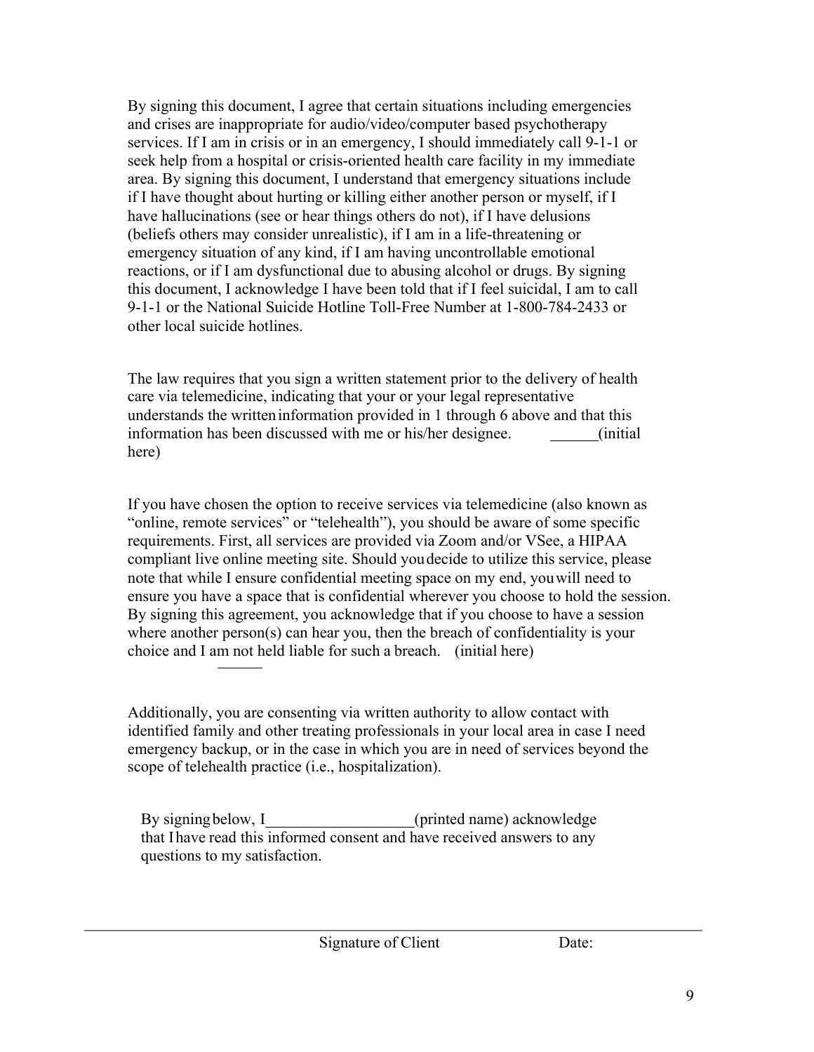By signing this document, I agree that certain situations including emergencies and crises are inappropriate for audio/video/computer based psychotherapy services. If I am in crisis or in an emergency, I should immediately call 9-1-1 or seek help from a hospital or crisis-oriented health care facility in my immediate area. By signing this document, I understand that emergency situations include if I have thought about hurting or killing either another person or myself, if I have hallucinations (see or hear things others do not), if I have delusions (beliefs others may consider unrealistic), if I am in a life-threatening or emergency situation of any kind, if I am having uncontrollable emotional reactions, or if I am dysfunctional due to abusing alcohol or drugs. By signing this document, I acknowledge I have been told that if I feel suicidal, I am to call 9-1-1 or the National Suicide Hotline Toll-Free Number at 1-800-784-2433 or other local suicide hotlines.

The law requires that you sign a written statement prior to the delivery of health care via telemedicine, indicating that your or your legal representative understands the written information provided in 1 through 6 above and that this information has been discussed with me or his/her designee. ______(initial here)

If you have chosen the option to receive services via telemedicine (also known as "online, remote services" or "telehealth"), you should be aware of some specific requirements. First, all services are provided via Zoom and/or VSee, a HIPAA compliant live online meeting site. Should you decide to utilize this service, please note that while I ensure confidential meeting space on my end, you will need to ensure you have a space that is confidential wherever you choose to hold the session. By signing this agreement, you acknowledge that if you choose to have a session where another person(s) can hear you, then the breach of confidentiality is your choice and I am not held liable for such a breach. (initial here)

______

Additionally, you are consenting via written authority to allow contact with identified family and other treating professionals in your local area in case I need emergency backup, or in the case in which you are in need of services beyond the scope of telehealth practice (i.e., hospitalization).

By signing below, I__________________(printed name) acknowledge that I have read this informed consent and have received answers to any questions to my satisfaction.

______________________________________________________________

Signature of Client Date: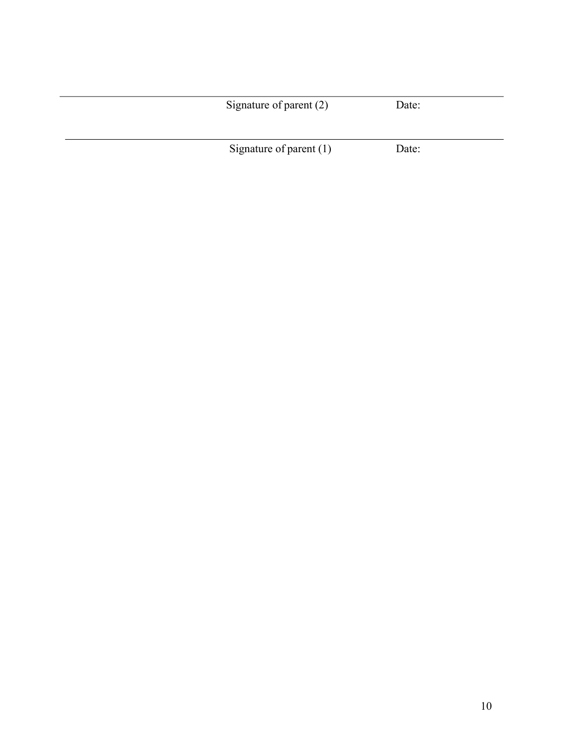\_\_\_\_\_\_\_\_\_\_\_\_\_\_\_\_\_\_\_\_\_\_\_\_\_\_\_\_\_\_\_\_\_\_\_\_\_\_\_\_\_\_\_\_\_\_\_\_\_\_\_\_\_\_\_\_\_\_\_\_

Signature of parent (2) Date:

\_\_\_\_\_\_\_\_\_\_\_\_\_\_\_\_\_\_\_\_\_\_\_\_\_\_\_\_\_\_\_\_\_\_\_\_\_\_\_\_\_\_\_\_\_\_\_\_\_\_\_\_\_\_\_\_\_\_\_\_

Signature of parent (1) Date: